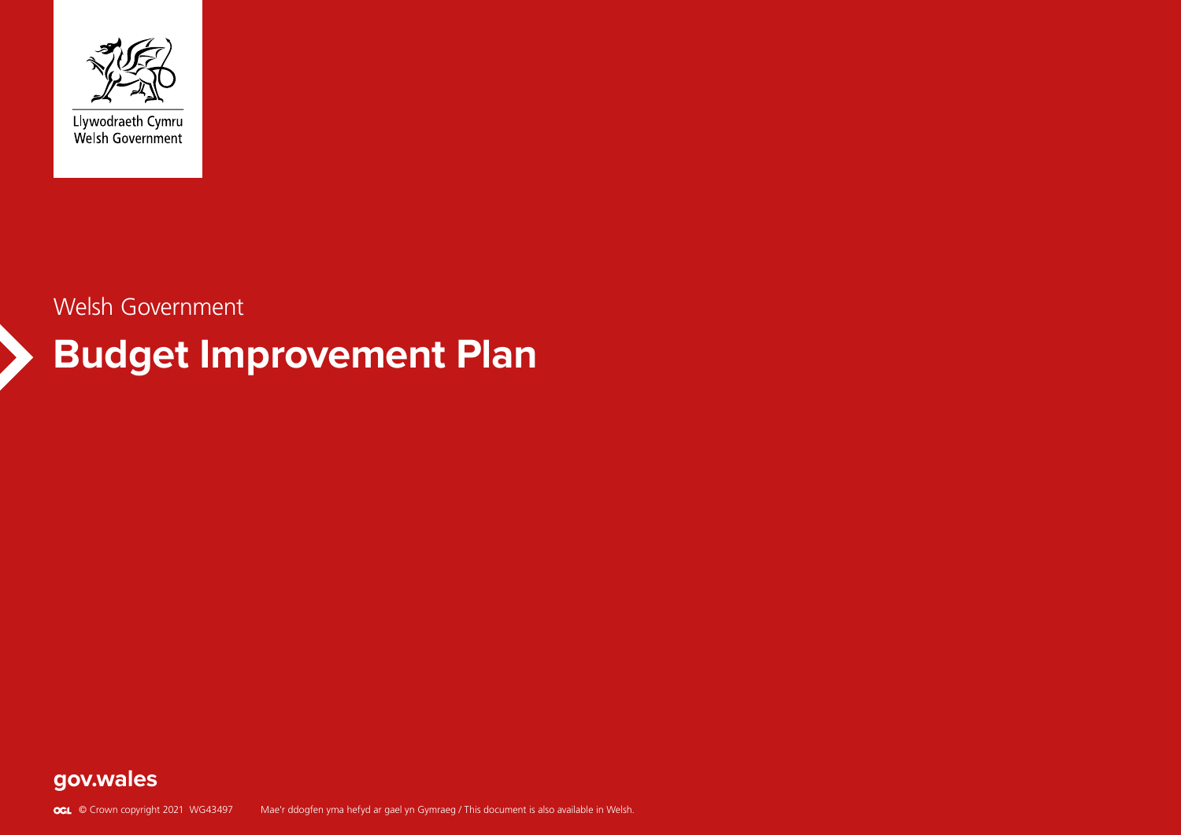Llywodraeth Cymru
Welsh Government

Welsh Government

# Budget Improvement Plan

**gov.wales**

© Crown copyright 2021 WG43497 Mae'r ddogfen yma hefyd ar gael yn Gymraeg / This document is also available in Welsh.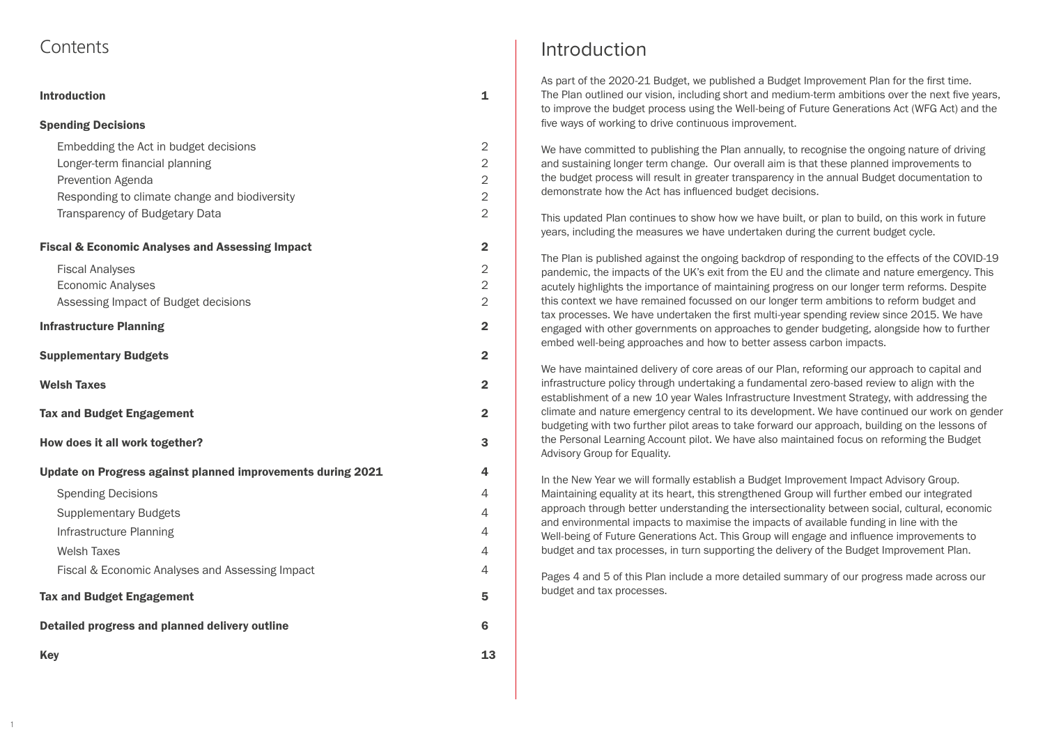# Contents

| | |
|---|---|
| **Introduction** | **1** |
| **Spending Decisions** | |
| Embedding the Act in budget decisions | 2 |
| Longer-term financial planning | 2 |
| Prevention Agenda | 2 |
| Responding to climate change and biodiversity | 2 |
| Transparency of Budgetary Data | 2 |
| **Fiscal & Economic Analyses and Assessing Impact** | **2** |
| Fiscal Analyses | 2 |
| Economic Analyses | 2 |
| Assessing Impact of Budget decisions | 2 |
| **Infrastructure Planning** | **2** |
| **Supplementary Budgets** | **2** |
| **Welsh Taxes** | **2** |
| **Tax and Budget Engagement** | **2** |
| **How does it all work together?** | **3** |
| **Update on Progress against planned improvements during 2021** | **4** |
| Spending Decisions | 4 |
| Supplementary Budgets | 4 |
| Infrastructure Planning | 4 |
| Welsh Taxes | 4 |
| Fiscal & Economic Analyses and Assessing Impact | 4 |
| **Tax and Budget Engagement** | **5** |
| **Detailed progress and planned delivery outline** | **6** |
| **Key** | **13** |

# Introduction

As part of the 2020-21 Budget, we published a Budget Improvement Plan for the first time. The Plan outlined our vision, including short and medium-term ambitions over the next five years, to improve the budget process using the Well-being of Future Generations Act (WFG Act) and the five ways of working to drive continuous improvement.

We have committed to publishing the Plan annually, to recognise the ongoing nature of driving and sustaining longer term change. Our overall aim is that these planned improvements to the budget process will result in greater transparency in the annual Budget documentation to demonstrate how the Act has influenced budget decisions.

This updated Plan continues to show how we have built, or plan to build, on this work in future years, including the measures we have undertaken during the current budget cycle.

The Plan is published against the ongoing backdrop of responding to the effects of the COVID-19 pandemic, the impacts of the UK's exit from the EU and the climate and nature emergency. This acutely highlights the importance of maintaining progress on our longer term reforms. Despite this context we have remained focussed on our longer term ambitions to reform budget and tax processes. We have undertaken the first multi-year spending review since 2015. We have engaged with other governments on approaches to gender budgeting, alongside how to further embed well-being approaches and how to better assess carbon impacts.

We have maintained delivery of core areas of our Plan, reforming our approach to capital and infrastructure policy through undertaking a fundamental zero-based review to align with the establishment of a new 10 year Wales Infrastructure Investment Strategy, with addressing the climate and nature emergency central to its development. We have continued our work on gender budgeting with two further pilot areas to take forward our approach, building on the lessons of the Personal Learning Account pilot. We have also maintained focus on reforming the Budget Advisory Group for Equality.

In the New Year we will formally establish a Budget Improvement Impact Advisory Group. Maintaining equality at its heart, this strengthened Group will further embed our integrated approach through better understanding the intersectionality between social, cultural, economic and environmental impacts to maximise the impacts of available funding in line with the Well-being of Future Generations Act. This Group will engage and influence improvements to budget and tax processes, in turn supporting the delivery of the Budget Improvement Plan.

Pages 4 and 5 of this Plan include a more detailed summary of our progress made across our budget and tax processes.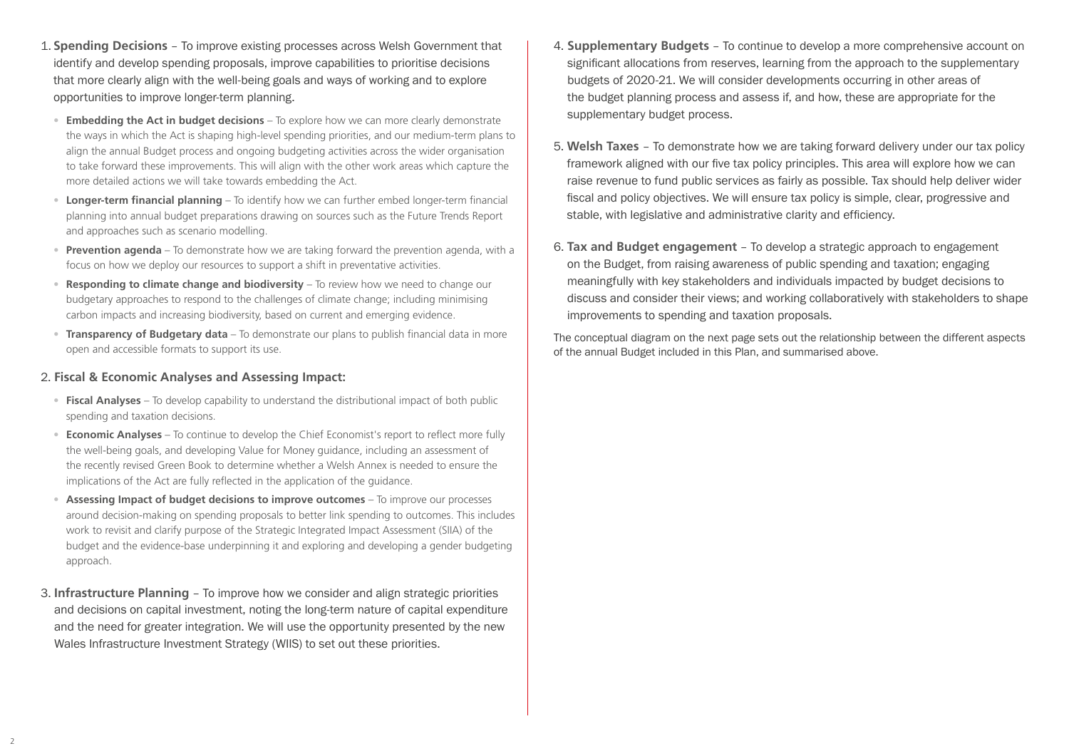1. **Spending Decisions** – To improve existing processes across Welsh Government that identify and develop spending proposals, improve capabilities to prioritise decisions that more clearly align with the well-being goals and ways of working and to explore opportunities to improve longer-term planning.

   - **Embedding the Act in budget decisions** – To explore how we can more clearly demonstrate the ways in which the Act is shaping high-level spending priorities, and our medium-term plans to align the annual Budget process and ongoing budgeting activities across the wider organisation to take forward these improvements. This will align with the other work areas which capture the more detailed actions we will take towards embedding the Act.
   - **Longer-term financial planning** – To identify how we can further embed longer-term financial planning into annual budget preparations drawing on sources such as the Future Trends Report and approaches such as scenario modelling.
   - **Prevention agenda** – To demonstrate how we are taking forward the prevention agenda, with a focus on how we deploy our resources to support a shift in preventative activities.
   - **Responding to climate change and biodiversity** – To review how we need to change our budgetary approaches to respond to the challenges of climate change; including minimising carbon impacts and increasing biodiversity, based on current and emerging evidence.
   - **Transparency of Budgetary data** – To demonstrate our plans to publish financial data in more open and accessible formats to support its use.

2. **Fiscal & Economic Analyses and Assessing Impact:**

   - **Fiscal Analyses** – To develop capability to understand the distributional impact of both public spending and taxation decisions.
   - **Economic Analyses** – To continue to develop the Chief Economist's report to reflect more fully the well-being goals, and developing Value for Money guidance, including an assessment of the recently revised Green Book to determine whether a Welsh Annex is needed to ensure the implications of the Act are fully reflected in the application of the guidance.
   - **Assessing Impact of budget decisions to improve outcomes** – To improve our processes around decision-making on spending proposals to better link spending to outcomes. This includes work to revisit and clarify purpose of the Strategic Integrated Impact Assessment (SIIA) of the budget and the evidence-base underpinning it and exploring and developing a gender budgeting approach.

3. **Infrastructure Planning** – To improve how we consider and align strategic priorities and decisions on capital investment, noting the long-term nature of capital expenditure and the need for greater integration. We will use the opportunity presented by the new Wales Infrastructure Investment Strategy (WIIS) to set out these priorities.

4. **Supplementary Budgets** – To continue to develop a more comprehensive account on significant allocations from reserves, learning from the approach to the supplementary budgets of 2020-21. We will consider developments occurring in other areas of the budget planning process and assess if, and how, these are appropriate for the supplementary budget process.

5. **Welsh Taxes** – To demonstrate how we are taking forward delivery under our tax policy framework aligned with our five tax policy principles. This area will explore how we can raise revenue to fund public services as fairly as possible. Tax should help deliver wider fiscal and policy objectives. We will ensure tax policy is simple, clear, progressive and stable, with legislative and administrative clarity and efficiency.

6. **Tax and Budget engagement** – To develop a strategic approach to engagement on the Budget, from raising awareness of public spending and taxation; engaging meaningfully with key stakeholders and individuals impacted by budget decisions to discuss and consider their views; and working collaboratively with stakeholders to shape improvements to spending and taxation proposals.

The conceptual diagram on the next page sets out the relationship between the different aspects of the annual Budget included in this Plan, and summarised above.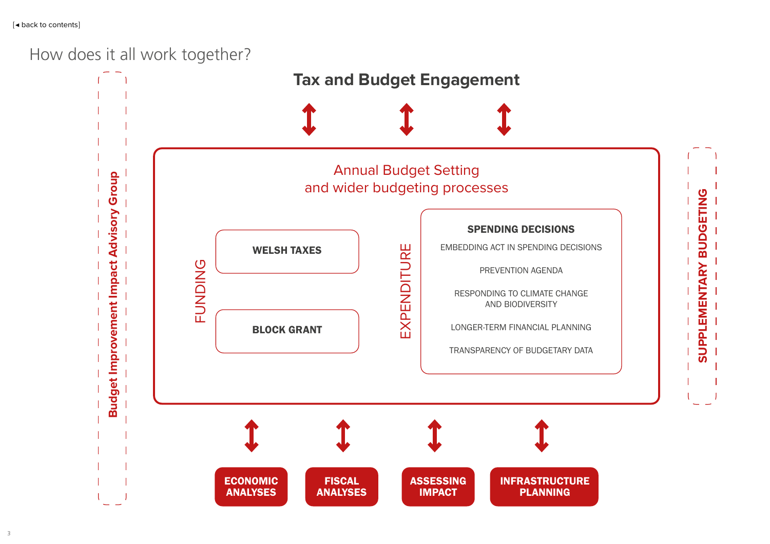[◄ back to contents]

# How does it all work together?

## Tax and Budget Engagement

Budget Improvement Impact Advisory Group

### Annual Budget Setting and wider budgeting processes

FUNDING

- **WELSH TAXES**
- **BLOCK GRANT**

EXPENDITURE

**SPENDING DECISIONS**

- EMBEDDING ACT IN SPENDING DECISIONS
- PREVENTION AGENDA
- RESPONDING TO CLIMATE CHANGE AND BIODIVERSITY
- LONGER-TERM FINANCIAL PLANNING
- TRANSPARENCY OF BUDGETARY DATA

SUPPLEMENTARY BUDGETING

**ECONOMIC ANALYSES**

**FISCAL ANALYSES**

**ASSESSING IMPACT**

**INFRASTRUCTURE PLANNING**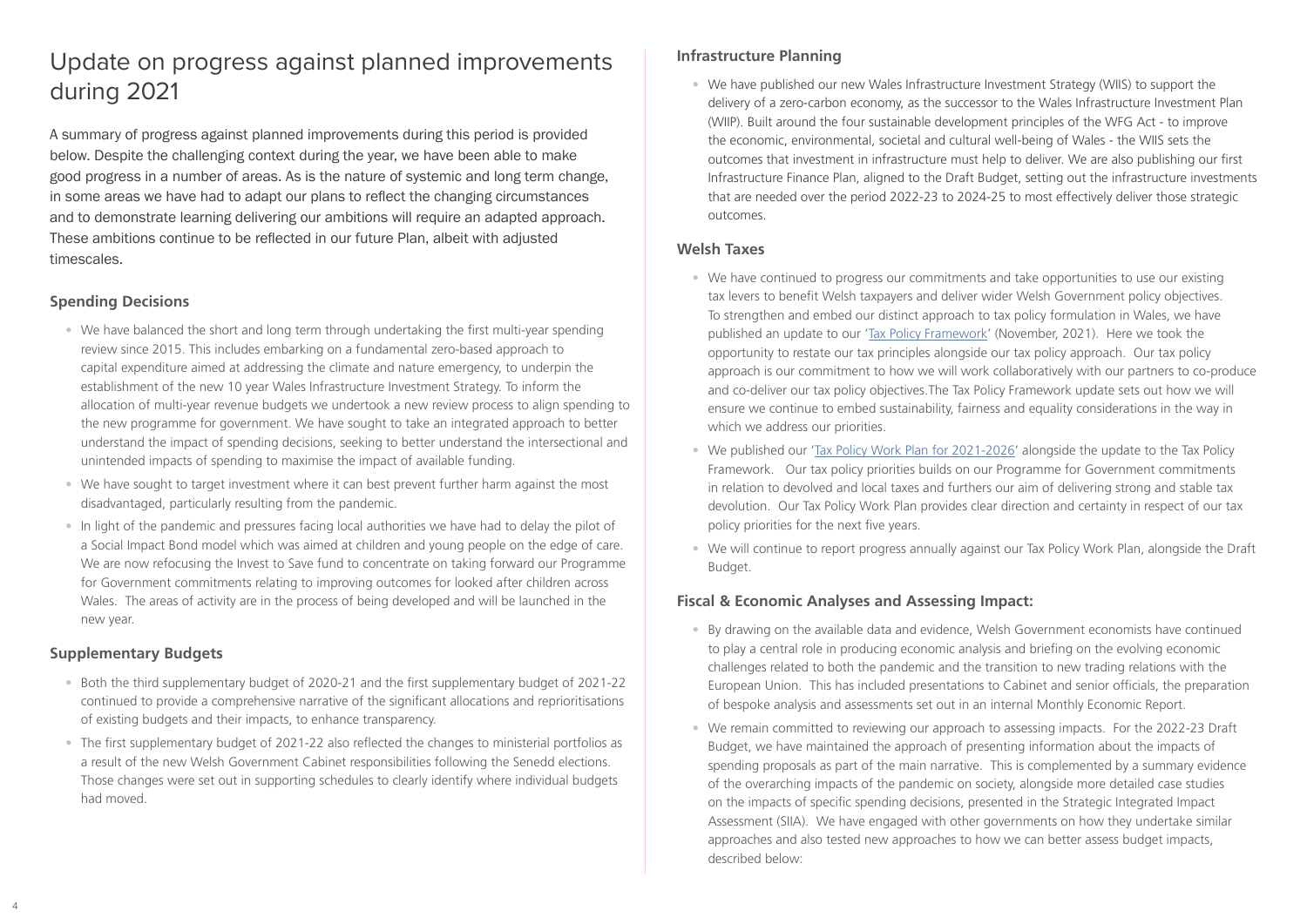# Update on progress against planned improvements during 2021

A summary of progress against planned improvements during this period is provided below. Despite the challenging context during the year, we have been able to make good progress in a number of areas. As is the nature of systemic and long term change, in some areas we have had to adapt our plans to reflect the changing circumstances and to demonstrate learning delivering our ambitions will require an adapted approach. These ambitions continue to be reflected in our future Plan, albeit with adjusted timescales.

## Spending Decisions

- We have balanced the short and long term through undertaking the first multi-year spending review since 2015. This includes embarking on a fundamental zero-based approach to capital expenditure aimed at addressing the climate and nature emergency, to underpin the establishment of the new 10 year Wales Infrastructure Investment Strategy. To inform the allocation of multi-year revenue budgets we undertook a new review process to align spending to the new programme for government. We have sought to take an integrated approach to better understand the impact of spending decisions, seeking to better understand the intersectional and unintended impacts of spending to maximise the impact of available funding.
- We have sought to target investment where it can best prevent further harm against the most disadvantaged, particularly resulting from the pandemic.
- In light of the pandemic and pressures facing local authorities we have had to delay the pilot of a Social Impact Bond model which was aimed at children and young people on the edge of care. We are now refocusing the Invest to Save fund to concentrate on taking forward our Programme for Government commitments relating to improving outcomes for looked after children across Wales. The areas of activity are in the process of being developed and will be launched in the new year.

## Supplementary Budgets

- Both the third supplementary budget of 2020-21 and the first supplementary budget of 2021-22 continued to provide a comprehensive narrative of the significant allocations and reprioritisations of existing budgets and their impacts, to enhance transparency.
- The first supplementary budget of 2021-22 also reflected the changes to ministerial portfolios as a result of the new Welsh Government Cabinet responsibilities following the Senedd elections. Those changes were set out in supporting schedules to clearly identify where individual budgets had moved.

## Infrastructure Planning

- We have published our new Wales Infrastructure Investment Strategy (WIIS) to support the delivery of a zero-carbon economy, as the successor to the Wales Infrastructure Investment Plan (WIIP). Built around the four sustainable development principles of the WFG Act - to improve the economic, environmental, societal and cultural well-being of Wales - the WIIS sets the outcomes that investment in infrastructure must help to deliver. We are also publishing our first Infrastructure Finance Plan, aligned to the Draft Budget, setting out the infrastructure investments that are needed over the period 2022-23 to 2024-25 to most effectively deliver those strategic outcomes.

## Welsh Taxes

- We have continued to progress our commitments and take opportunities to use our existing tax levers to benefit Welsh taxpayers and deliver wider Welsh Government policy objectives. To strengthen and embed our distinct approach to tax policy formulation in Wales, we have published an update to our 'Tax Policy Framework' (November, 2021). Here we took the opportunity to restate our tax principles alongside our tax policy approach. Our tax policy approach is our commitment to how we will work collaboratively with our partners to co-produce and co-deliver our tax policy objectives.The Tax Policy Framework update sets out how we will ensure we continue to embed sustainability, fairness and equality considerations in the way in which we address our priorities.
- We published our 'Tax Policy Work Plan for 2021-2026' alongside the update to the Tax Policy Framework. Our tax policy priorities builds on our Programme for Government commitments in relation to devolved and local taxes and furthers our aim of delivering strong and stable tax devolution. Our Tax Policy Work Plan provides clear direction and certainty in respect of our tax policy priorities for the next five years.
- We will continue to report progress annually against our Tax Policy Work Plan, alongside the Draft Budget.

## Fiscal & Economic Analyses and Assessing Impact:

- By drawing on the available data and evidence, Welsh Government economists have continued to play a central role in producing economic analysis and briefing on the evolving economic challenges related to both the pandemic and the transition to new trading relations with the European Union. This has included presentations to Cabinet and senior officials, the preparation of bespoke analysis and assessments set out in an internal Monthly Economic Report.
- We remain committed to reviewing our approach to assessing impacts. For the 2022-23 Draft Budget, we have maintained the approach of presenting information about the impacts of spending proposals as part of the main narrative. This is complemented by a summary evidence of the overarching impacts of the pandemic on society, alongside more detailed case studies on the impacts of specific spending decisions, presented in the Strategic Integrated Impact Assessment (SIIA). We have engaged with other governments on how they undertake similar approaches and also tested new approaches to how we can better assess budget impacts, described below: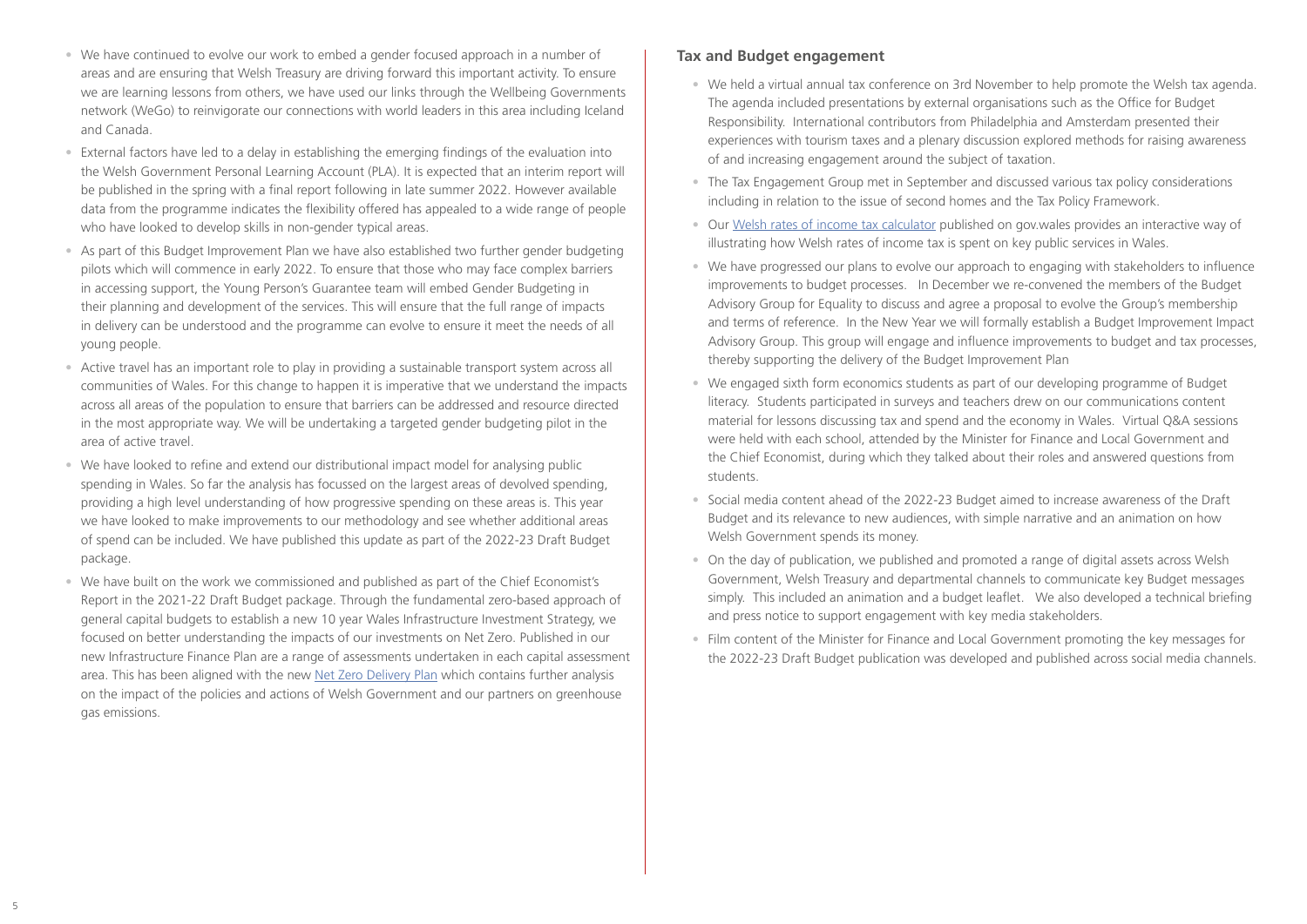- We have continued to evolve our work to embed a gender focused approach in a number of areas and are ensuring that Welsh Treasury are driving forward this important activity. To ensure we are learning lessons from others, we have used our links through the Wellbeing Governments network (WeGo) to reinvigorate our connections with world leaders in this area including Iceland and Canada.
- External factors have led to a delay in establishing the emerging findings of the evaluation into the Welsh Government Personal Learning Account (PLA). It is expected that an interim report will be published in the spring with a final report following in late summer 2022. However available data from the programme indicates the flexibility offered has appealed to a wide range of people who have looked to develop skills in non-gender typical areas.
- As part of this Budget Improvement Plan we have also established two further gender budgeting pilots which will commence in early 2022. To ensure that those who may face complex barriers in accessing support, the Young Person's Guarantee team will embed Gender Budgeting in their planning and development of the services. This will ensure that the full range of impacts in delivery can be understood and the programme can evolve to ensure it meet the needs of all young people.
- Active travel has an important role to play in providing a sustainable transport system across all communities of Wales. For this change to happen it is imperative that we understand the impacts across all areas of the population to ensure that barriers can be addressed and resource directed in the most appropriate way. We will be undertaking a targeted gender budgeting pilot in the area of active travel.
- We have looked to refine and extend our distributional impact model for analysing public spending in Wales. So far the analysis has focussed on the largest areas of devolved spending, providing a high level understanding of how progressive spending on these areas is. This year we have looked to make improvements to our methodology and see whether additional areas of spend can be included. We have published this update as part of the 2022-23 Draft Budget package.
- We have built on the work we commissioned and published as part of the Chief Economist's Report in the 2021-22 Draft Budget package. Through the fundamental zero-based approach of general capital budgets to establish a new 10 year Wales Infrastructure Investment Strategy, we focused on better understanding the impacts of our investments on Net Zero. Published in our new Infrastructure Finance Plan are a range of assessments undertaken in each capital assessment area. This has been aligned with the new Net Zero Delivery Plan which contains further analysis on the impact of the policies and actions of Welsh Government and our partners on greenhouse gas emissions.

### Tax and Budget engagement

- We held a virtual annual tax conference on 3rd November to help promote the Welsh tax agenda. The agenda included presentations by external organisations such as the Office for Budget Responsibility. International contributors from Philadelphia and Amsterdam presented their experiences with tourism taxes and a plenary discussion explored methods for raising awareness of and increasing engagement around the subject of taxation.
- The Tax Engagement Group met in September and discussed various tax policy considerations including in relation to the issue of second homes and the Tax Policy Framework.
- Our Welsh rates of income tax calculator published on gov.wales provides an interactive way of illustrating how Welsh rates of income tax is spent on key public services in Wales.
- We have progressed our plans to evolve our approach to engaging with stakeholders to influence improvements to budget processes. In December we re-convened the members of the Budget Advisory Group for Equality to discuss and agree a proposal to evolve the Group's membership and terms of reference. In the New Year we will formally establish a Budget Improvement Impact Advisory Group. This group will engage and influence improvements to budget and tax processes, thereby supporting the delivery of the Budget Improvement Plan
- We engaged sixth form economics students as part of our developing programme of Budget literacy. Students participated in surveys and teachers drew on our communications content material for lessons discussing tax and spend and the economy in Wales. Virtual Q&A sessions were held with each school, attended by the Minister for Finance and Local Government and the Chief Economist, during which they talked about their roles and answered questions from students.
- Social media content ahead of the 2022-23 Budget aimed to increase awareness of the Draft Budget and its relevance to new audiences, with simple narrative and an animation on how Welsh Government spends its money.
- On the day of publication, we published and promoted a range of digital assets across Welsh Government, Welsh Treasury and departmental channels to communicate key Budget messages simply. This included an animation and a budget leaflet. We also developed a technical briefing and press notice to support engagement with key media stakeholders.
- Film content of the Minister for Finance and Local Government promoting the key messages for the 2022-23 Draft Budget publication was developed and published across social media channels.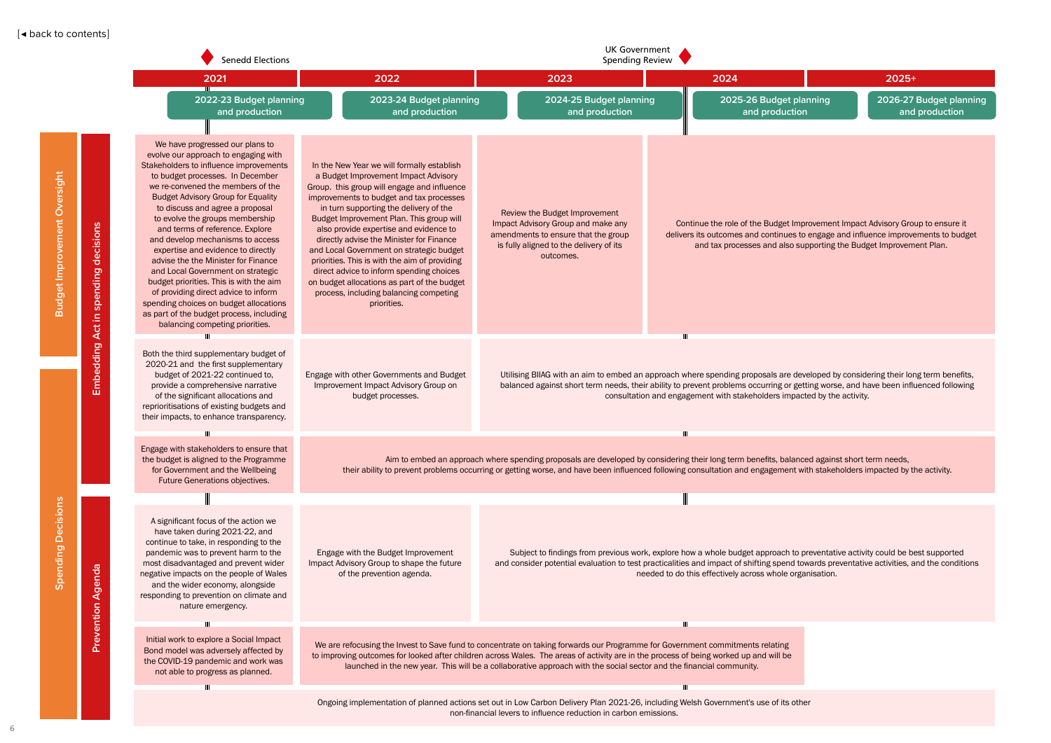[◂ back to contents]

| | | 2021 (Senedd Elections) | 2022 | 2023 | 2024 (UK Government Spending Review) | 2025+ |
|---|---|---|---|---|---|---|
| | | 2022-23 Budget planning and production | 2023-24 Budget planning and production | 2024-25 Budget planning and production | 2025-26 Budget planning and production | 2026-27 Budget planning and production |
| Budget Improvement Oversight | Embedding Act in spending decisions | We have progressed our plans to evolve our approach to engaging with Stakeholders to influence improvements to budget processes. In December we re-convened the members of the Budget Advisory Group for Equality to discuss and agree a proposal to evolve the groups membership and terms of reference. Explore and develop mechanisms to access expertise and evidence to directly advise the Minister for Finance and Local Government on strategic budget priorities. This is with the aim of providing direct advice to inform spending choices on budget allocations as part of the budget process, including balancing competing priorities. | In the New Year we will formally establish a Budget Improvement Impact Advisory Group. this group will engage and influence improvements to budget and tax processes in turn supporting the delivery of the Budget Improvement Plan. This group will also provide expertise and evidence to directly advise the Minister for Finance and Local Government on strategic budget priorities. This is with the aim of providing direct advice to inform spending choices on budget allocations as part of the budget process, including balancing competing priorities. | Review the Budget Improvement Impact Advisory Group and make any amendments to ensure that the group is fully aligned to the delivery of its outcomes. | Continue the role of the Budget Improvement Impact Advisory Group to ensure it delivers its outcomes and continues to engage and influence improvements to budget and tax processes and also supporting the Budget Improvement Plan. | |
| | | Both the third supplementary budget of 2020-21 and the first supplementary budget of 2021-22 continued to, provide a comprehensive narrative of the significant allocations and reprioritisations of existing budgets and their impacts, to enhance transparency. | Engage with other Governments and Budget Improvement Impact Advisory Group on budget processes. | Utilising BIIAG with an aim to embed an approach where spending proposals are developed by considering their long term benefits, balanced against short term needs, their ability to prevent problems occurring or getting worse, and have been influenced following consultation and engagement with stakeholders impacted by the activity. | | |
| Spending Decisions | | Engage with stakeholders to ensure that the budget is aligned to the Programme for Government and the Wellbeing Future Generations objectives. | Aim to embed an approach where spending proposals are developed by considering their long term benefits, balanced against short term needs, their ability to prevent problems occurring or getting worse, and have been influenced following consultation and engagement with stakeholders impacted by the activity. | | | |
| | Prevention Agenda | A significant focus of the action we have taken during 2021-22, and continue to take, in responding to the pandemic was to prevent harm to the most disadvantaged and prevent wider negative impacts on the people of Wales and the wider economy, alongside responding to prevention on climate and nature emergency. | Engage with the Budget Improvement Impact Advisory Group to shape the future of the prevention agenda. | Subject to findings from previous work, explore how a whole budget approach to preventative activity could be best supported and consider potential evaluation to test practicalities and impact of shifting spend towards preventative activities, and the conditions needed to do this effectively across whole organisation. | | |
| | | Initial work to explore a Social Impact Bond model was adversely affected by the COVID-19 pandemic and work was not able to progress as planned. | We are refocusing the Invest to Save fund to concentrate on taking forwards our Programme for Government commitments relating to improving outcomes for looked after children across Wales. The areas of activity are in the process of being worked up and will be launched in the new year. This will be a collaborative approach with the social sector and the financial community. | | | |
| | | Ongoing implementation of planned actions set out in Low Carbon Delivery Plan 2021-26, including Welsh Government's use of its other non-financial levers to influence reduction in carbon emissions. | | | | |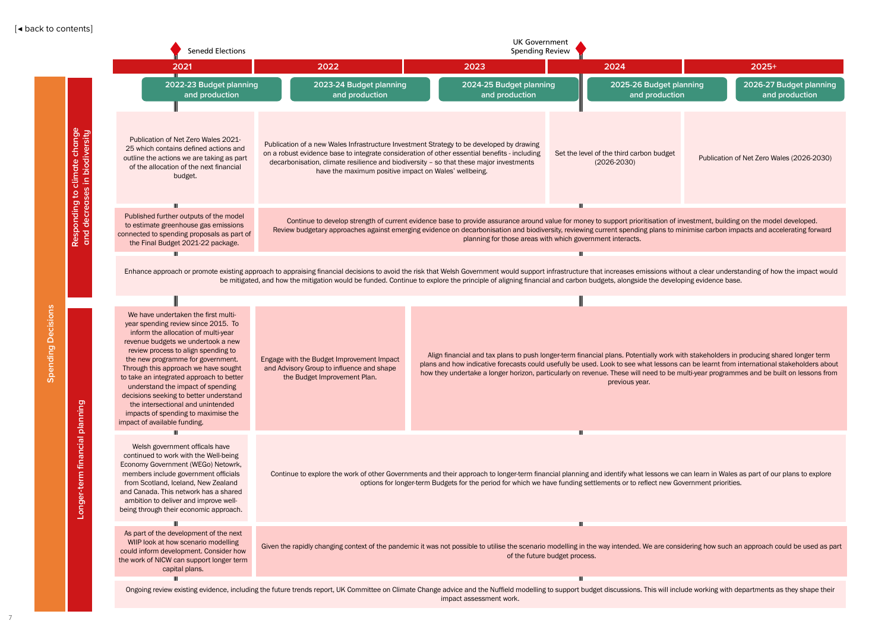[◄ back to contents]

Senedd Elections (2021) — UK Government Spending Review (2023/2024)

# Spending Decisions

| | 2021 | 2022 | 2023 | 2024 | 2025+ |
|---|---|---|---|---|---|
| | 2022-23 Budget planning and production | 2023-24 Budget planning and production | 2024-25 Budget planning and production | 2025-26 Budget planning and production | 2026-27 Budget planning and production |

## Responding to climate change and decreases in biodiversity

| 2021 | 2022–2023 | 2024 | 2025+ |
|---|---|---|---|
| Publication of Net Zero Wales 2021-25 which contains defined actions and outline the actions we are taking as part of the allocation of the next financial budget. | Publication of a new Wales Infrastructure Investment Strategy to be developed by drawing on a robust evidence base to integrate consideration of other essential benefits - including decarbonisation, climate resilience and biodiversity – so that these major investments have the maximum positive impact on Wales' wellbeing. | Set the level of the third carbon budget (2026-2030) | Publication of Net Zero Wales (2026-2030) |

| 2021 | 2022–2025+ |
|---|---|
| Published further outputs of the model to estimate greenhouse gas emissions connected to spending proposals as part of the Final Budget 2021-22 package. | Continue to develop strength of current evidence base to provide assurance around value for money to support prioritisation of investment, building on the model developed. Review budgetary approaches against emerging evidence on decarbonisation and biodiversity, reviewing current spending plans to minimise carbon impacts and accelerating forward planning for those areas with which government interacts. |

Enhance approach or promote existing approach to appraising financial decisions to avoid the risk that Welsh Government would support infrastructure that increases emissions without a clear understanding of how the impact would be mitigated, and how the mitigation would be funded. Continue to explore the principle of aligning financial and carbon budgets, alongside the developing evidence base.

## Longer-term financial planning

| 2021 | 2022 | 2023–2025+ |
|---|---|---|
| We have undertaken the first multi-year spending review since 2015. To inform the allocation of multi-year revenue budgets we undertook a new review process to align spending to the new programme for government. Through this approach we have sought to take an integrated approach to better understand the impact of spending decisions seeking to better understand the intersectional and unintended impacts of spending to maximise the impact of available funding. | Engage with the Budget Improvement Impact and Advisory Group to influence and shape the Budget Improvement Plan. | Align financial and tax plans to push longer-term financial plans. Potentially work with stakeholders in producing shared longer term plans and how indicative forecasts could usefully be used. Look to see what lessons can be learnt from international stakeholders about how they undertake a longer horizon, particularly on revenue. These will need to be multi-year programmes and be built on lessons from previous year. |

| 2021 | 2022–2025+ |
|---|---|
| Welsh government officals have continued to work with the Well-being Economy Government (WEGo) Netowrk, members include government officials from Scotland, Iceland, New Zealand and Canada. This network has a shared ambition to deliver and improve well-being through their economic approach. | Continue to explore the work of other Governments and their approach to longer-term financial planning and identify what lessons we can learn in Wales as part of our plans to explore options for longer-term Budgets for the period for which we have funding settlements or to reflect new Government priorities. |

| 2021 | 2022–2025+ |
|---|---|
| As part of the development of the next WIIP look at how scenario modelling could inform development. Consider how the work of NICW can support longer term capital plans. | Given the rapidly changing context of the pandemic it was not possible to utilise the scenario modelling in the way intended. We are considering how such an approach could be used as part of the future budget process. |

Ongoing review existing evidence, including the future trends report, UK Committee on Climate Change advice and the Nuffield modelling to support budget discussions. This will include working with departments as they shape their impact assessment work.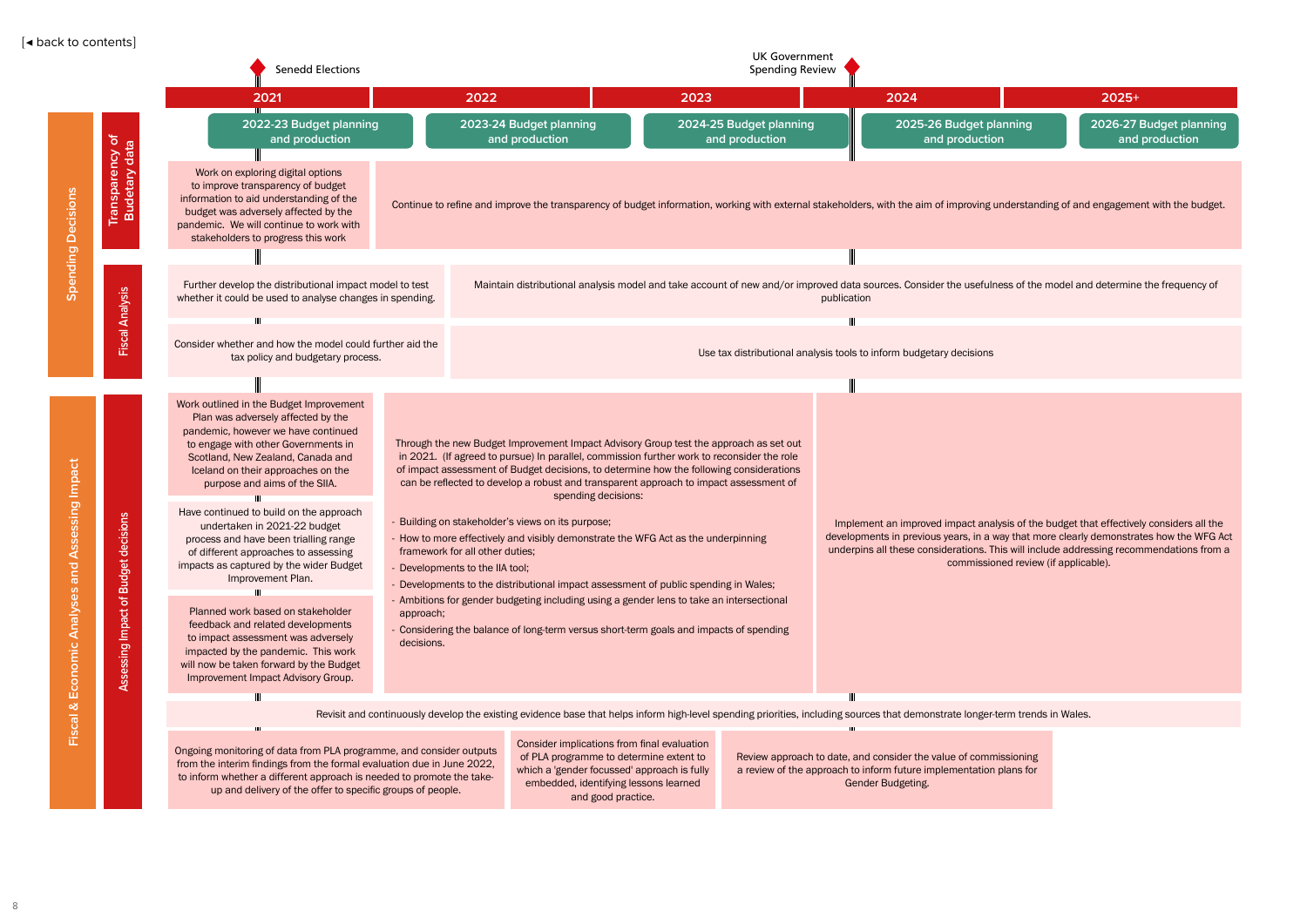[◂ back to contents]

Senedd Elections — 2021

UK Government Spending Review — 2024

| | 2021 | 2022 | 2023 | 2024 | 2025+ |
|---|---|---|---|---|---|
| | 2022-23 Budget planning and production | 2023-24 Budget planning and production | 2024-25 Budget planning and production | 2025-26 Budget planning and production | 2026-27 Budget planning and production |

## Spending Decisions

### Transparency of Budetary data

- **2021:** Work on exploring digital options to improve transparency of budget information to aid understanding of the budget was adversely affected by the pandemic. We will continue to work with stakeholders to progress this work
- **2022 – 2025+:** Continue to refine and improve the transparency of budget information, working with external stakeholders, with the aim of improving understanding of and engagement with the budget.

### Fiscal Analysis

- **2021:** Further develop the distributional impact model to test whether it could be used to analyse changes in spending.
- **2022 – 2025+:** Maintain distributional analysis model and take account of new and/or improved data sources. Consider the usefulness of the model and determine the frequency of publication
- **2021:** Consider whether and how the model could further aid the tax policy and budgetary process.
- **2022 – 2025+:** Use tax distributional analysis tools to inform budgetary decisions

## Fiscal & Economic Analyses and Assessing Impact

### Assessing Impact of Budget decisions

- **2021:** Work outlined in the Budget Improvement Plan was adversely affected by the pandemic, however we have continued to engage with other Governments in Scotland, New Zealand, Canada and Iceland on their approaches on the purpose and aims of the SIIA.
- **2021:** Have continued to build on the approach undertaken in 2021-22 budget process and have been trialling range of different approaches to assessing impacts as captured by the wider Budget Improvement Plan.
- **2021:** Planned work based on stakeholder feedback and related developments to impact assessment was adversely impacted by the pandemic. This work will now be taken forward by the Budget Improvement Impact Advisory Group.
- **2022 – 2023:** Through the new Budget Improvement Impact Advisory Group test the approach as set out in 2021. (If agreed to pursue) In parallel, commission further work to reconsider the role of impact assessment of Budget decisions, to determine how the following considerations can be reflected to develop a robust and transparent approach to impact assessment of spending decisions:
  - Building on stakeholder's views on its purpose;
  - How to more effectively and visibly demonstrate the WFG Act as the underpinning framework for all other duties;
  - Developments to the IIA tool;
  - Developments to the distributional impact assessment of public spending in Wales;
  - Ambitions for gender budgeting including using a gender lens to take an intersectional approach;
  - Considering the balance of long-term versus short-term goals and impacts of spending decisions.
- **2024 – 2025+:** Implement an improved impact analysis of the budget that effectively considers all the developments in previous years, in a way that more clearly demonstrates how the WFG Act underpins all these considerations. This will include addressing recommendations from a commissioned review (if applicable).
- **2021 – 2025+:** Revisit and continuously develop the existing evidence base that helps inform high-level spending priorities, including sources that demonstrate longer-term trends in Wales.
- **2021 – 2022:** Ongoing monitoring of data from PLA programme, and consider outputs from the interim findings from the formal evaluation due in June 2022, to inform whether a different approach is needed to promote the take-up and delivery of the offer to specific groups of people.
- **2023:** Consider implications from final evaluation of PLA programme to determine extent to which a 'gender focussed' approach is fully embedded, identifying lessons learned and good practice.
- **2023 – 2024:** Review approach to date, and consider the value of commissioning a review of the approach to inform future implementation plans for Gender Budgeting.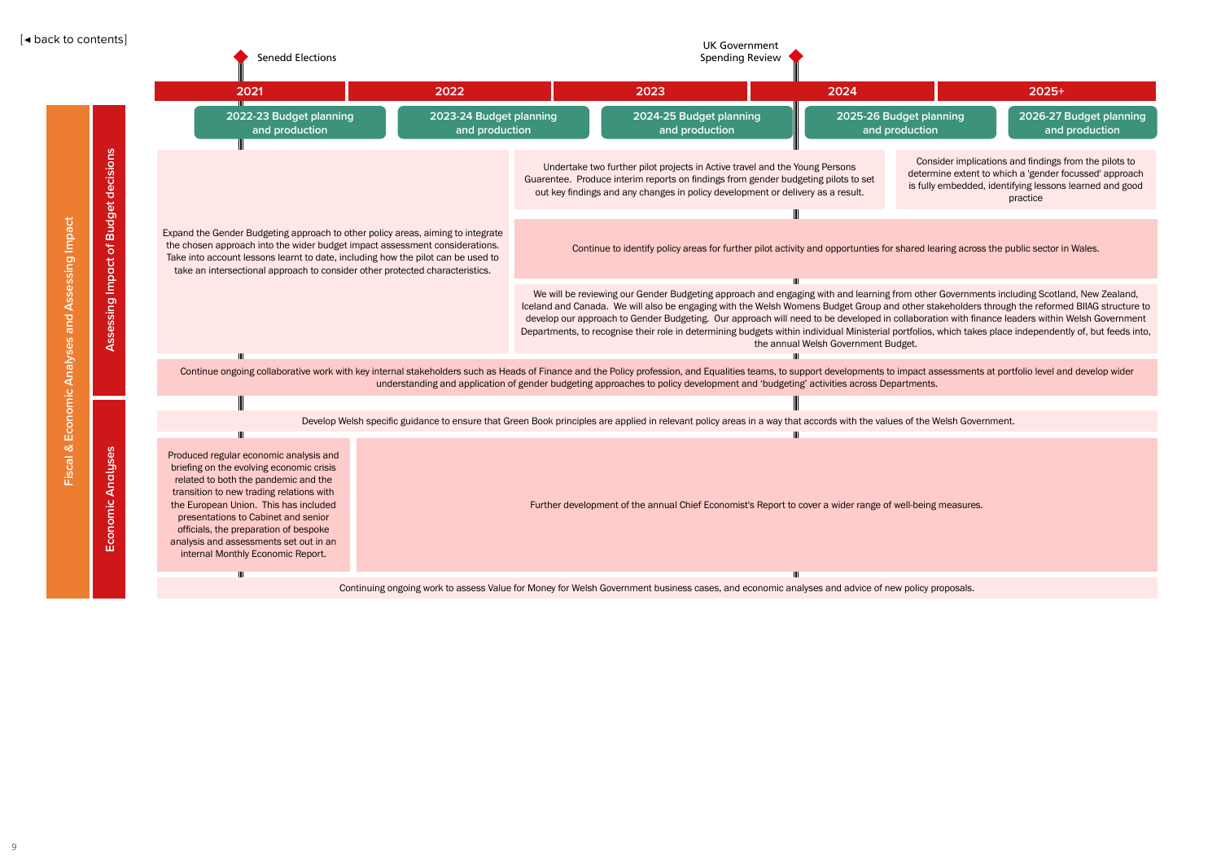[◂ back to contents]

**Senedd Elections** (2021) | **UK Government Spending Review** (2024)

| 2021 | 2022 | 2023 | 2024 | 2025+ |
|---|---|---|---|---|
| 2022-23 Budget planning and production | 2023-24 Budget planning and production | 2024-25 Budget planning and production | 2025-26 Budget planning and production | 2026-27 Budget planning and production |

## Fiscal & Economic Analyses and Assessing Impact

### Assessing Impact of Budget decisions

- Expand the Gender Budgeting approach to other policy areas, aiming to integrate the chosen approach into the wider budget impact assessment considerations. Take into account lessons learnt to date, including how the pilot can be used to take an intersectional approach to consider other protected characteristics.
- Undertake two further pilot projects in Active travel and the Young Persons Guarentee. Produce interim reports on findings from gender budgeting pilots to set out key findings and any changes in policy development or delivery as a result.
- Consider implications and findings from the pilots to determine extent to which a 'gender focussed' approach is fully embedded, identifying lessons learned and good practice
- Continue to identify policy areas for further pilot activity and opportunties for shared learing across the public sector in Wales.
- We will be reviewing our Gender Budgeting approach and engaging with and learning from other Governments including Scotland, New Zealand, Iceland and Canada. We will also be engaging with the Welsh Womens Budget Group and other stakeholders through the reformed BIIAG structure to develop our approach to Gender Budgeting. Our approach will need to be developed in collaboration with finance leaders within Welsh Government Departments, to recognise their role in determining budgets within individual Ministerial portfolios, which takes place independently of, but feeds into, the annual Welsh Government Budget.
- Continue ongoing collaborative work with key internal stakeholders such as Heads of Finance and the Policy profession, and Equalities teams, to support developments to impact assessments at portfolio level and develop wider understanding and application of gender budgeting approaches to policy development and 'budgeting' activities across Departments.

### Economic Analyses

- Develop Welsh specific guidance to ensure that Green Book principles are applied in relevant policy areas in a way that accords with the values of the Welsh Government.
- Produced regular economic analysis and briefing on the evolving economic crisis related to both the pandemic and the transition to new trading relations with the European Union. This has included presentations to Cabinet and senior officials, the preparation of bespoke analysis and assessments set out in an internal Monthly Economic Report.
- Further development of the annual Chief Economist's Report to cover a wider range of well-being measures.
- Continuing ongoing work to assess Value for Money for Welsh Government business cases, and economic analyses and advice of new policy proposals.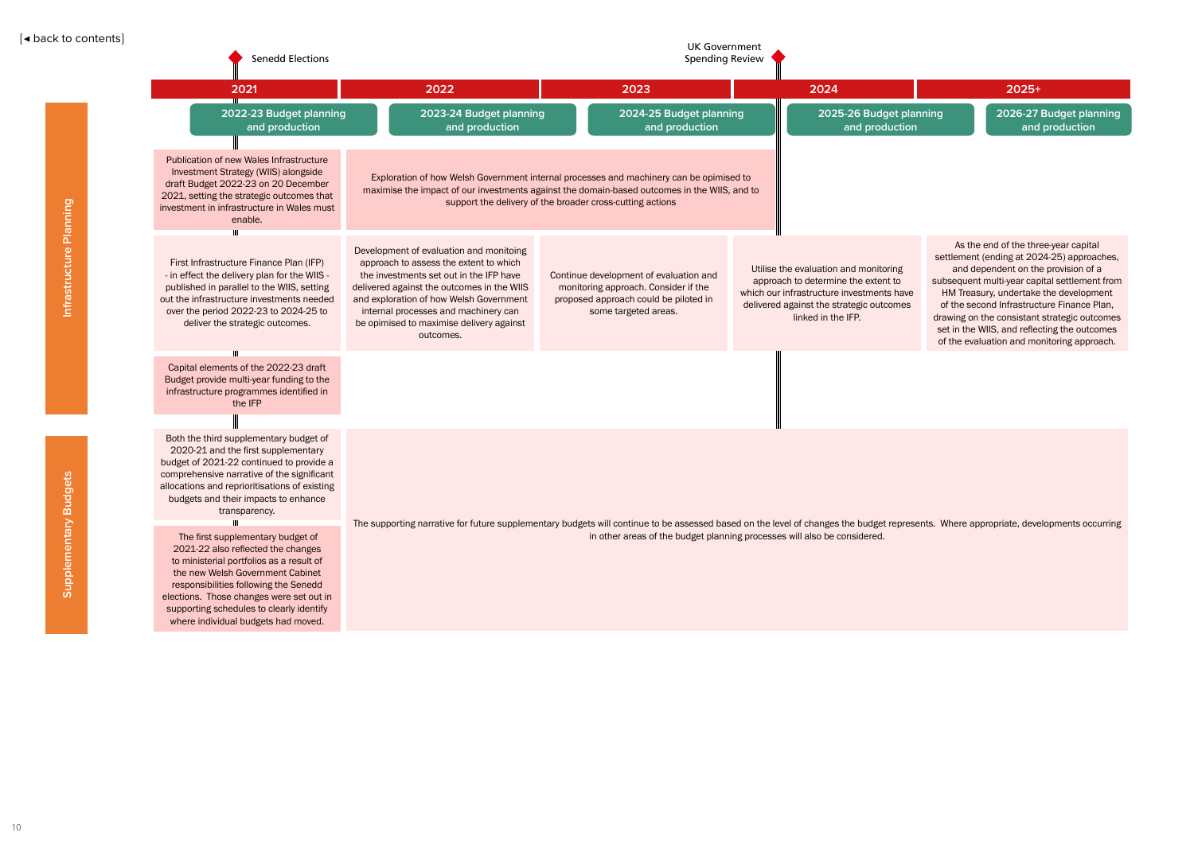[◂ back to contents]

**Senedd Elections** (2021) — **UK Government Spending Review** (2024)

| | 2021 | 2022 | 2023 | 2024 | 2025+ |
|---|---|---|---|---|---|
| | 2022-23 Budget planning and production | 2023-24 Budget planning and production | 2024-25 Budget planning and production | 2025-26 Budget planning and production | 2026-27 Budget planning and production |

## Infrastructure Planning

| 2021 | 2022 | 2023 | 2024 | 2025+ |
|---|---|---|---|---|
| Publication of new Wales Infrastructure Investment Strategy (WIIS) alongside draft Budget 2022-23 on 20 December 2021, setting the strategic outcomes that investment in infrastructure in Wales must enable. | Exploration of how Welsh Government internal processes and machinery can be opimised to maximise the impact of our investments against the domain-based outcomes in the WIIS, and to support the delivery of the broader cross-cutting actions | | | |
| First Infrastructure Finance Plan (IFP) - in effect the delivery plan for the WIIS - published in parallel to the WIIS, setting out the infrastructure investments needed over the period 2022-23 to 2024-25 to deliver the strategic outcomes. | Development of evaluation and monitoing approach to assess the extent to which the investments set out in the IFP have delivered against the outcomes in the WIIS and exploration of how Welsh Government internal processes and machinery can be opimised to maximise delivery against outcomes. | Continue development of evaluation and monitoring approach. Consider if the proposed approach could be piloted in some targeted areas. | Utilise the evaluation and monitoring approach to determine the extent to which our infrastructure investments have delivered against the strategic outcomes linked in the IFP. | As the end of the three-year capital settlement (ending at 2024-25) approaches, and dependent on the provision of a subsequent multi-year capital settlement from HM Treasury, undertake the development of the second Infrastructure Finance Plan, drawing on the consistant strategic outcomes set in the WIIS, and reflecting the outcomes of the evaluation and monitoring approach. |
| Capital elements of the 2022-23 draft Budget provide multi-year funding to the infrastructure programmes identified in the IFP | | | | |

## Supplementary Budgets

| 2021 | 2022 – 2025+ |
|---|---|
| Both the third supplementary budget of 2020-21 and the first supplementary budget of 2021-22 continued to provide a comprehensive narrative of the significant allocations and reprioritisations of existing budgets and their impacts to enhance transparency. | The supporting narrative for future supplementary budgets will continue to be assessed based on the level of changes the budget represents. Where appropriate, developments occurring in other areas of the budget planning processes will also be considered. |
| The first supplementary budget of 2021-22 also reflected the changes to ministerial portfolios as a result of the new Welsh Government Cabinet responsibilities following the Senedd elections. Those changes were set out in supporting schedules to clearly identify where individual budgets had moved. | |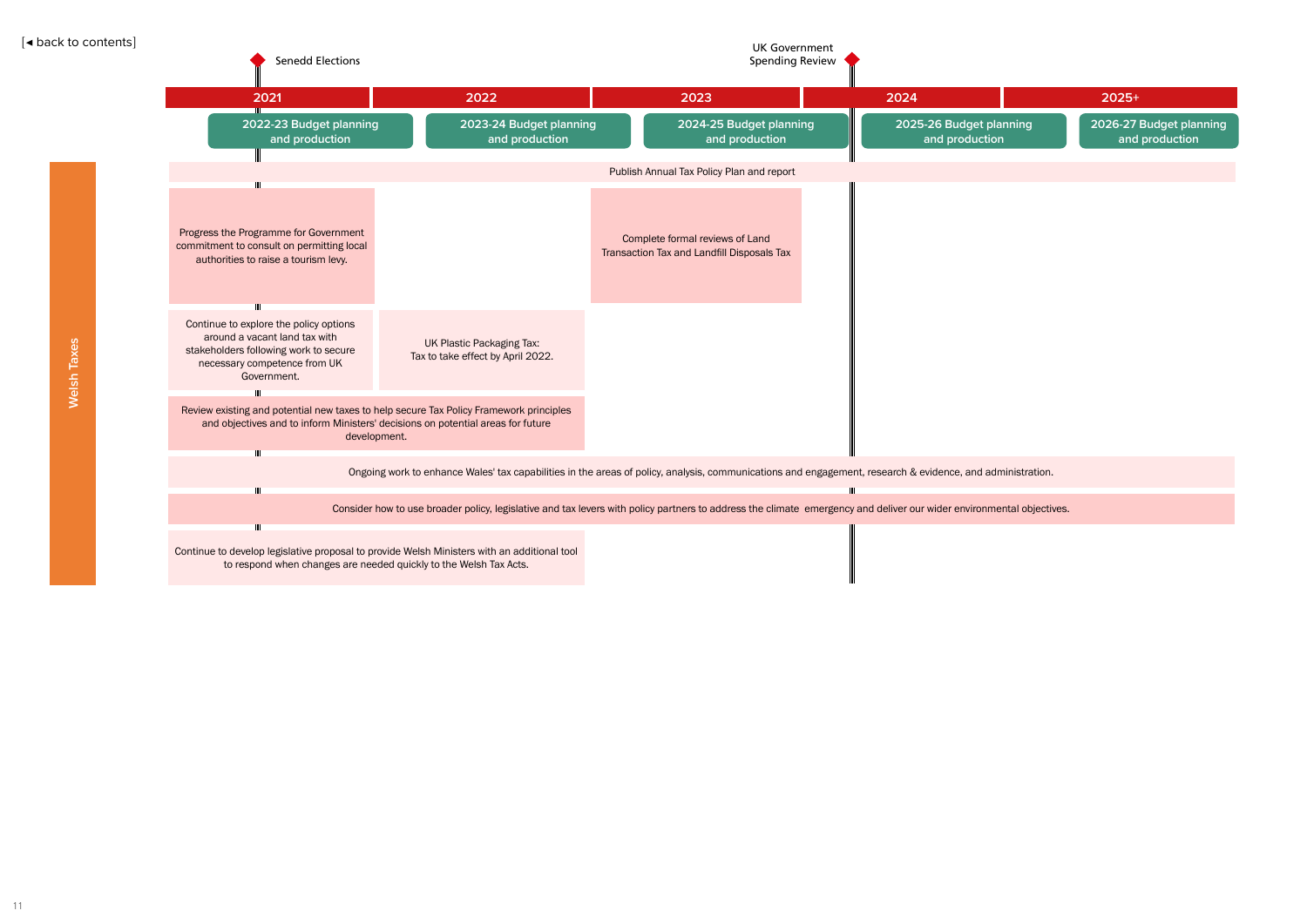[◄ back to contents]

## Welsh Taxes

**Milestones:**
- Senedd Elections (2021)
- UK Government Spending Review (2024)

| 2021 | 2022 | 2023 | 2024 | 2025+ |
|---|---|---|---|---|
| 2022-23 Budget planning and production | 2023-24 Budget planning and production | 2024-25 Budget planning and production | 2025-26 Budget planning and production | 2026-27 Budget planning and production |

- Publish Annual Tax Policy Plan and report
- Progress the Programme for Government commitment to consult on permitting local authorities to raise a tourism levy.
- Complete formal reviews of Land Transaction Tax and Landfill Disposals Tax
- Continue to explore the policy options around a vacant land tax with stakeholders following work to secure necessary competence from UK Government.
- UK Plastic Packaging Tax: Tax to take effect by April 2022.
- Review existing and potential new taxes to help secure Tax Policy Framework principles and objectives and to inform Ministers' decisions on potential areas for future development.
- Ongoing work to enhance Wales' tax capabilities in the areas of policy, analysis, communications and engagement, research & evidence, and administration.
- Consider how to use broader policy, legislative and tax levers with policy partners to address the climate emergency and deliver our wider environmental objectives.
- Continue to develop legislative proposal to provide Welsh Ministers with an additional tool to respond when changes are needed quickly to the Welsh Tax Acts.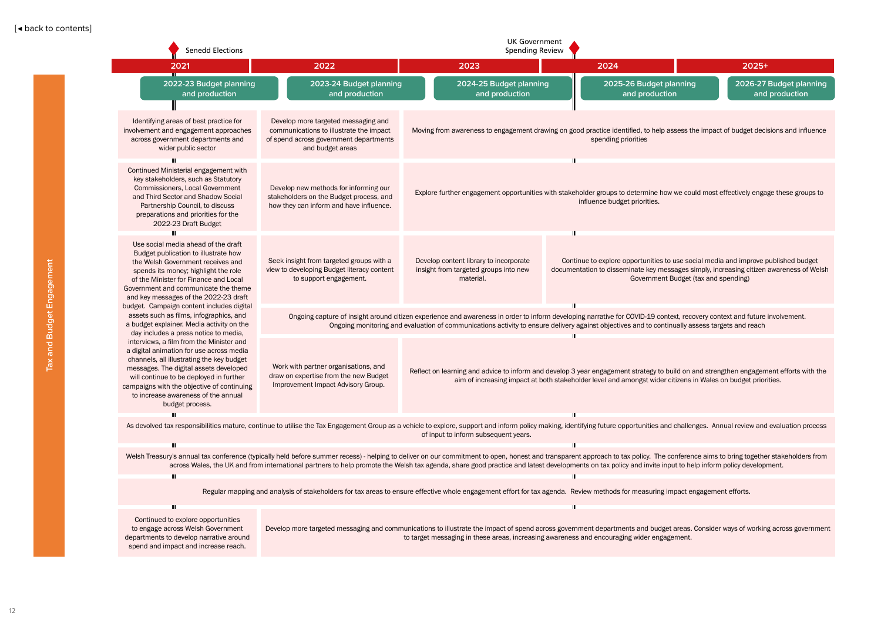[◄ back to contents]

## Tax and Budget Engagement

Senedd Elections (2021) — UK Government Spending Review (2023/2024)

| 2021 | 2022 | 2023 | 2024 | 2025+ |
|---|---|---|---|---|
| **2022-23 Budget planning and production** | **2023-24 Budget planning and production** | **2024-25 Budget planning and production** | **2025-26 Budget planning and production** | **2026-27 Budget planning and production** |
| Identifying areas of best practice for involvement and engagement approaches across government departments and wider public sector | Develop more targeted messaging and communications to illustrate the impact of spend across government departments and budget areas | Moving from awareness to engagement drawing on good practice identified, to help assess the impact of budget decisions and influence spending priorities | | |
| Continued Ministerial engagement with key stakeholders, such as Statutory Commissioners, Local Government and Third Sector and Shadow Social Partnership Council, to discuss preparations and priorities for the 2022-23 Draft Budget | Develop new methods for informing our stakeholders on the Budget process, and how they can inform and have influence. | Explore further engagement opportunities with stakeholder groups to determine how we could most effectively engage these groups to influence budget priorities. | | |
| Use social media ahead of the draft Budget publication to illustrate how the Welsh Government receives and spends its money; highlight the role of the Minister for Finance and Local Government and communicate the theme and key messages of the 2022-23 draft budget. Campaign content includes digital assets such as films, infographics, and a budget explainer. Media activity on the day includes a press notice to media, interviews, a film from the Minister and a digital animation for use across media channels, all illustrating the key budget messages. The digital assets developed will continue to be deployed in further campaigns with the objective of continuing to increase awareness of the annual budget process. | Seek insight from targeted groups with a view to developing Budget literacy content to support engagement. | Develop content library to incorporate insight from targeted groups into new material. | Continue to explore opportunities to use social media and improve published budget documentation to disseminate key messages simply, increasing citizen awareness of Welsh Government Budget (tax and spending) | |
| | Ongoing capture of insight around citizen experience and awareness in order to inform developing narrative for COVID-19 context, recovery context and future involvement. Ongoing monitoring and evaluation of communications activity to ensure delivery against objectives and to continually assess targets and reach | | | |
| | Work with partner organisations, and draw on expertise from the new Budget Improvement Impact Advisory Group. | Reflect on learning and advice to inform and develop 3 year engagement strategy to build on and strengthen engagement efforts with the aim of increasing impact at both stakeholder level and amongst wider citizens in Wales on budget priorities. | | |
| As devolved tax responsibilities mature, continue to utilise the Tax Engagement Group as a vehicle to explore, support and inform policy making, identifying future opportunities and challenges. Annual review and evaluation process of input to inform subsequent years. | | | | |
| Welsh Treasury's annual tax conference (typically held before summer recess) - helping to deliver on our commitment to open, honest and transparent approach to tax policy. The conference aims to bring together stakeholders from across Wales, the UK and from international partners to help promote the Welsh tax agenda, share good practice and latest developments on tax policy and invite input to help inform policy development. | | | | |
| Regular mapping and analysis of stakeholders for tax areas to ensure effective whole engagement effort for tax agenda. Review methods for measuring impact engagement efforts. | | | | |
| Continued to explore opportunities to engage across Welsh Government departments to develop narrative around spend and impact and increase reach. | Develop more targeted messaging and communications to illustrate the impact of spend across government departments and budget areas. Consider ways of working across government to target messaging in these areas, increasing awareness and encouraging wider engagement. | | | |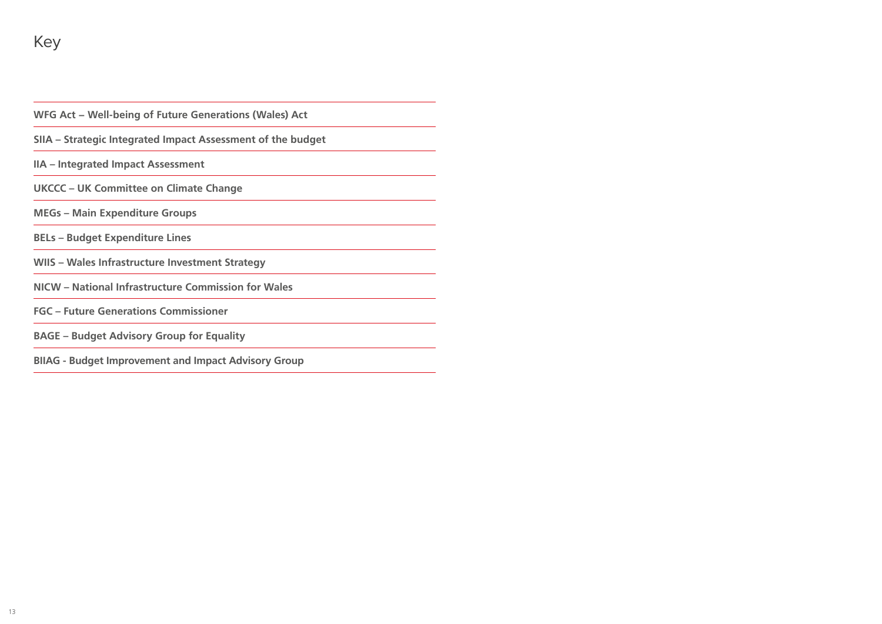# Key

**WFG Act – Well-being of Future Generations (Wales) Act**

**SIIA – Strategic Integrated Impact Assessment of the budget**

**IIA – Integrated Impact Assessment**

**UKCCC – UK Committee on Climate Change**

**MEGs – Main Expenditure Groups**

**BELs – Budget Expenditure Lines**

**WIIS – Wales Infrastructure Investment Strategy**

**NICW – National Infrastructure Commission for Wales**

**FGC – Future Generations Commissioner**

**BAGE – Budget Advisory Group for Equality**

**BIIAG - Budget Improvement and Impact Advisory Group**